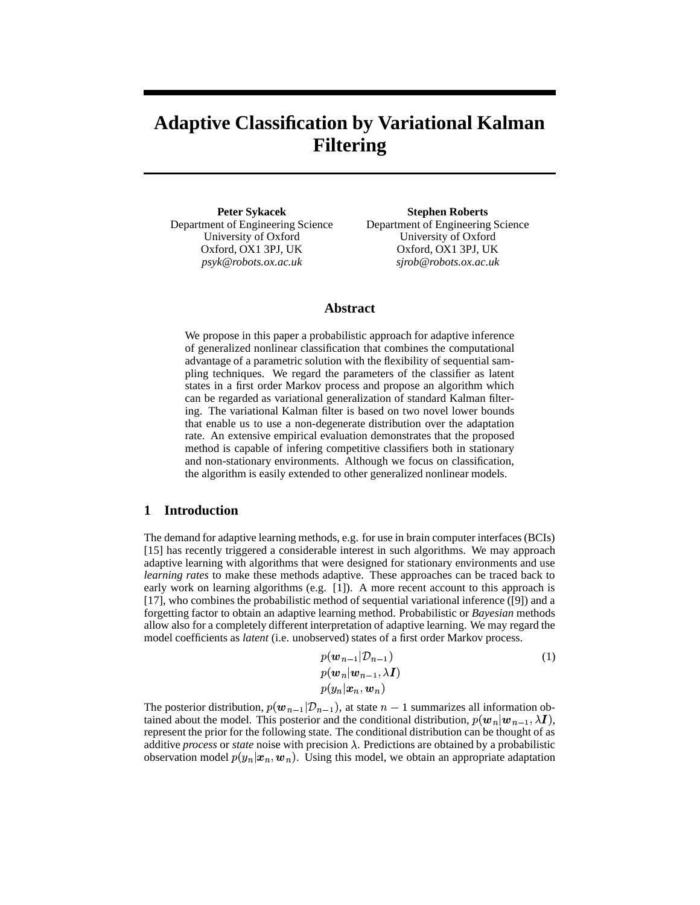# Adaptive Classification by Variational Kalman Filtering

**Peter Sykacek**
Department of Engineering Science
University of Oxford
Oxford, OX1 3PJ, UK
*psyk@robots.ox.ac.uk*

**Stephen Roberts**
Department of Engineering Science
University of Oxford
Oxford, OX1 3PJ, UK
*sjrob@robots.ox.ac.uk*

## Abstract

We propose in this paper a probabilistic approach for adaptive inference of generalized nonlinear classification that combines the computational advantage of a parametric solution with the flexibility of sequential sampling techniques. We regard the parameters of the classifier as latent states in a first order Markov process and propose an algorithm which can be regarded as variational generalization of standard Kalman filtering. The variational Kalman filter is based on two novel lower bounds that enable us to use a non-degenerate distribution over the adaptation rate. An extensive empirical evaluation demonstrates that the proposed method is capable of infering competitive classifiers both in stationary and non-stationary environments. Although we focus on classification, the algorithm is easily extended to other generalized nonlinear models.

## 1 Introduction

The demand for adaptive learning methods, e.g. for use in brain computer interfaces (BCIs) [15] has recently triggered a considerable interest in such algorithms. We may approach adaptive learning with algorithms that were designed for stationary environments and use *learning rates* to make these methods adaptive. These approaches can be traced back to early work on learning algorithms (e.g. [1]). A more recent account to this approach is [17], who combines the probabilistic method of sequential variational inference ([9]) and a forgetting factor to obtain an adaptive learning method. Probabilistic or *Bayesian* methods allow also for a completely different interpretation of adaptive learning. We may regard the model coefficients as *latent* (i.e. unobserved) states of a first order Markov process.

$$
\begin{aligned}
&p(\boldsymbol{w}_{n-1}|\mathcal{D}_{n-1}) \\
&p(\boldsymbol{w}_n|\boldsymbol{w}_{n-1}, \lambda \boldsymbol{I}) \\
&p(y_n|\boldsymbol{x}_n, \boldsymbol{w}_n)
\end{aligned}
\tag{1}
$$

The posterior distribution, $p(\boldsymbol{w}_{n-1}|\mathcal{D}_{n-1})$, at state $n-1$ summarizes all information obtained about the model. This posterior and the conditional distribution, $p(\boldsymbol{w}_n|\boldsymbol{w}_{n-1}, \lambda \boldsymbol{I})$, represent the prior for the following state. The conditional distribution can be thought of as additive *process* or *state* noise with precision $\lambda$. Predictions are obtained by a probabilistic observation model $p(y_n|\boldsymbol{x}_n, \boldsymbol{w}_n)$. Using this model, we obtain an appropriate adaptation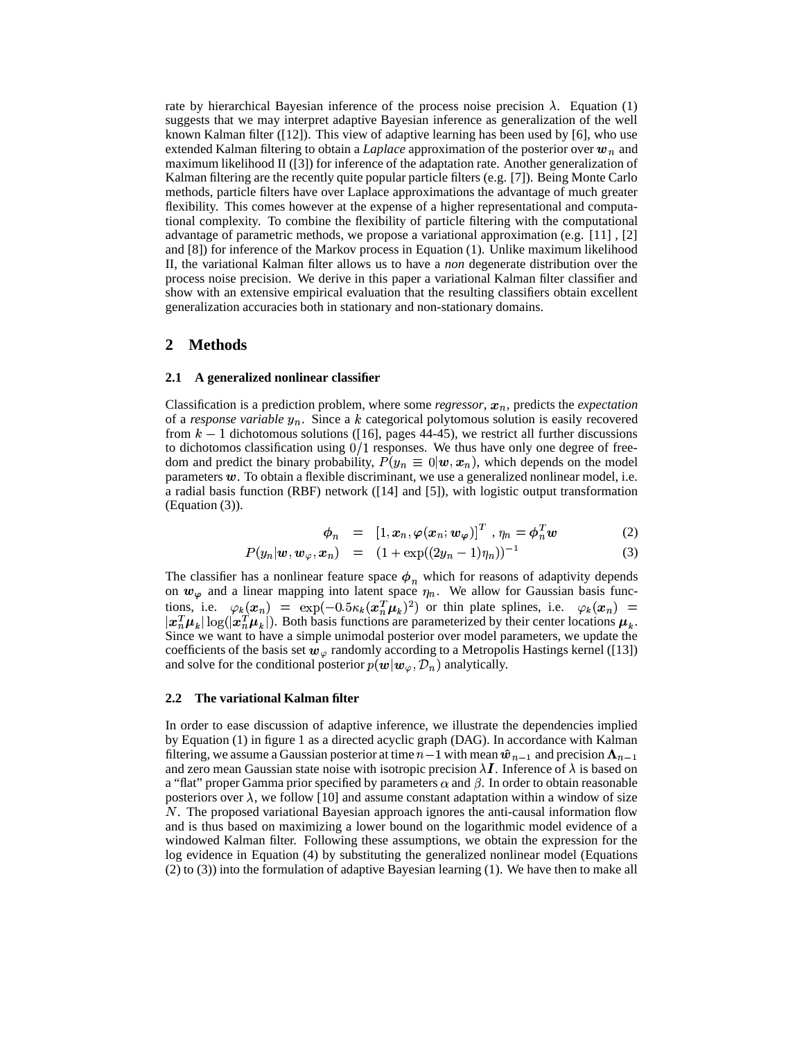rate by hierarchical Bayesian inference of the process noise precision $\lambda$. Equation (1) suggests that we may interpret adaptive Bayesian inference as generalization of the well known Kalman filter ([12]). This view of adaptive learning has been used by [6], who use extended Kalman filtering to obtain a *Laplace* approximation of the posterior over $\boldsymbol{w}_n$ and maximum likelihood II ([3]) for inference of the adaptation rate. Another generalization of Kalman filtering are the recently quite popular particle filters (e.g. [7]). Being Monte Carlo methods, particle filters have over Laplace approximations the advantage of much greater flexibility. This comes however at the expense of a higher representational and computational complexity. To combine the flexibility of particle filtering with the computational advantage of parametric methods, we propose a variational approximation (e.g. [11] , [2] and [8]) for inference of the Markov process in Equation (1). Unlike maximum likelihood II, the variational Kalman filter allows us to have a *non* degenerate distribution over the process noise precision. We derive in this paper a variational Kalman filter classifier and show with an extensive empirical evaluation that the resulting classifiers obtain excellent generalization accuracies both in stationary and non-stationary domains.

## 2 Methods

### 2.1 A generalized nonlinear classifier

Classification is a prediction problem, where some *regressor*, $\boldsymbol{x}_n$, predicts the *expectation* of a *response variable* $y_n$. Since a $k$ categorical polytomous solution is easily recovered from $k-1$ dichotomous solutions ([16], pages 44-45), we restrict all further discussions to dichotomos classification using $0/1$ responses. We thus have only one degree of freedom and predict the binary probability, $P(y_n \equiv 0|\boldsymbol{w}, \boldsymbol{x}_n)$, which depends on the model parameters $\boldsymbol{w}$. To obtain a flexible discriminant, we use a generalized nonlinear model, i.e. a radial basis function (RBF) network ([14] and [5]), with logistic output transformation (Equation (3)).

$$\boldsymbol{\phi}_n = [1, \boldsymbol{x}_n, \boldsymbol{\varphi}(\boldsymbol{x}_n; \boldsymbol{w}_{\boldsymbol{\varphi}})]^T \;,\; \eta_n = \boldsymbol{\phi}_n^T \boldsymbol{w} \tag{2}$$

$$P(y_n|\boldsymbol{w}, \boldsymbol{w}_\varphi, \boldsymbol{x}_n) = (1 + \exp((2y_n - 1)\eta_n))^{-1} \tag{3}$$

The classifier has a nonlinear feature space $\boldsymbol{\phi}_n$ which for reasons of adaptivity depends on $\boldsymbol{w}_{\boldsymbol{\varphi}}$ and a linear mapping into latent space $\eta_n$. We allow for Gaussian basis functions, i.e. $\varphi_k(\boldsymbol{x}_n) = \exp(-0.5\kappa_k(\boldsymbol{x}_n^T\boldsymbol{\mu}_k)^2)$ or thin plate splines, i.e. $\varphi_k(\boldsymbol{x}_n) = |\boldsymbol{x}_n^T\boldsymbol{\mu}_k|\log(|\boldsymbol{x}_n^T\boldsymbol{\mu}_k|)$. Both basis functions are parameterized by their center locations $\boldsymbol{\mu}_k$. Since we want to have a simple unimodal posterior over model parameters, we update the coefficients of the basis set $\boldsymbol{w}_\varphi$ randomly according to a Metropolis Hastings kernel ([13]) and solve for the conditional posterior $p(\boldsymbol{w}|\boldsymbol{w}_\varphi, \mathcal{D}_n)$ analytically.

### 2.2 The variational Kalman filter

In order to ease discussion of adaptive inference, we illustrate the dependencies implied by Equation (1) in figure 1 as a directed acyclic graph (DAG). In accordance with Kalman filtering, we assume a Gaussian posterior at time $n-1$ with mean $\hat{\boldsymbol{w}}_{n-1}$ and precision $\boldsymbol{\Lambda}_{n-1}$ and zero mean Gaussian state noise with isotropic precision $\lambda \boldsymbol{I}$. Inference of $\lambda$ is based on a "flat" proper Gamma prior specified by parameters $\alpha$ and $\beta$. In order to obtain reasonable posteriors over $\lambda$, we follow [10] and assume constant adaptation within a window of size $N$. The proposed variational Bayesian approach ignores the anti-causal information flow and is thus based on maximizing a lower bound on the logarithmic model evidence of a windowed Kalman filter. Following these assumptions, we obtain the expression for the log evidence in Equation (4) by substituting the generalized nonlinear model (Equations (2) to (3)) into the formulation of adaptive Bayesian learning (1). We have then to make all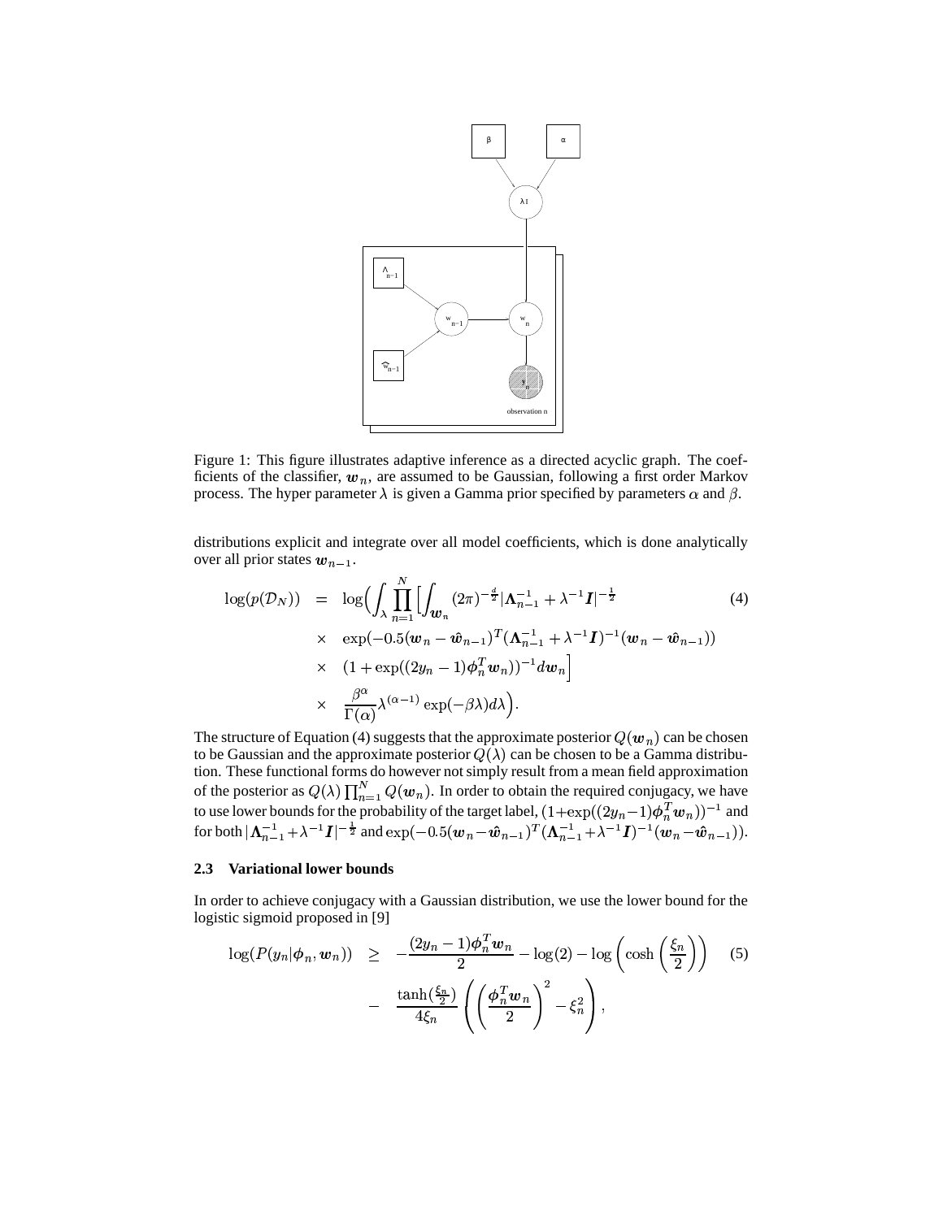Figure 1: This figure illustrates adaptive inference as a directed acyclic graph. The coefficients of the classifier, $\boldsymbol{w}_n$, are assumed to be Gaussian, following a first order Markov process. The hyper parameter $\lambda$ is given a Gamma prior specified by parameters $\alpha$ and $\beta$.

distributions explicit and integrate over all model coefficients, which is done analytically over all prior states $\boldsymbol{w}_{n-1}$.

$$
\begin{aligned}
\log(p(\mathcal{D}_N)) &= \log\Big(\int_\lambda \prod_{n=1}^{N} \Big[\int_{\boldsymbol{w}_n} (2\pi)^{-\frac{d}{2}} |\boldsymbol{\Lambda}_{n-1}^{-1} + \lambda^{-1}\boldsymbol{I}|^{-\frac{1}{2}} \\
&\times \exp(-0.5(\boldsymbol{w}_n - \hat{\boldsymbol{w}}_{n-1})^T(\boldsymbol{\Lambda}_{n-1}^{-1} + \lambda^{-1}\boldsymbol{I})^{-1}(\boldsymbol{w}_n - \hat{\boldsymbol{w}}_{n-1})) \\
&\times (1 + \exp((2y_n - 1)\boldsymbol{\phi}_n^T \boldsymbol{w}_n))^{-1} d\boldsymbol{w}_n\Big] \\
&\times \frac{\beta^\alpha}{\Gamma(\alpha)} \lambda^{(\alpha-1)} \exp(-\beta\lambda) d\lambda\Big).
\end{aligned} \tag{4}
$$

The structure of Equation (4) suggests that the approximate posterior $Q(\boldsymbol{w}_n)$ can be chosen to be Gaussian and the approximate posterior $Q(\lambda)$ can be chosen to be a Gamma distribution. These functional forms do however not simply result from a mean field approximation of the posterior as $Q(\lambda)\prod_{n=1}^{N} Q(\boldsymbol{w}_n)$. In order to obtain the required conjugacy, we have to use lower bounds for the probability of the target label, $(1+\exp((2y_n-1)\boldsymbol{\phi}_n^T\boldsymbol{w}_n))^{-1}$ and for both $|\boldsymbol{\Lambda}_{n-1}^{-1}+\lambda^{-1}\boldsymbol{I}|^{-\frac{1}{2}}$ and $\exp(-0.5(\boldsymbol{w}_n-\hat{\boldsymbol{w}}_{n-1})^T(\boldsymbol{\Lambda}_{n-1}^{-1}+\lambda^{-1}\boldsymbol{I})^{-1}(\boldsymbol{w}_n-\hat{\boldsymbol{w}}_{n-1}))$.

### 2.3 Variational lower bounds

In order to achieve conjugacy with a Gaussian distribution, we use the lower bound for the logistic sigmoid proposed in [9]

$$
\begin{aligned}
\log(P(y_n|\boldsymbol{\phi}_n, \boldsymbol{w}_n)) &\geq -\frac{(2y_n - 1)\boldsymbol{\phi}_n^T \boldsymbol{w}_n}{2} - \log(2) - \log\left(\cosh\left(\frac{\xi_n}{2}\right)\right) \\
&- \frac{\tanh(\frac{\xi_n}{2})}{4\xi_n} \left(\left(\frac{\boldsymbol{\phi}_n^T \boldsymbol{w}_n}{2}\right)^2 - \xi_n^2\right),
\end{aligned} \tag{5}
$$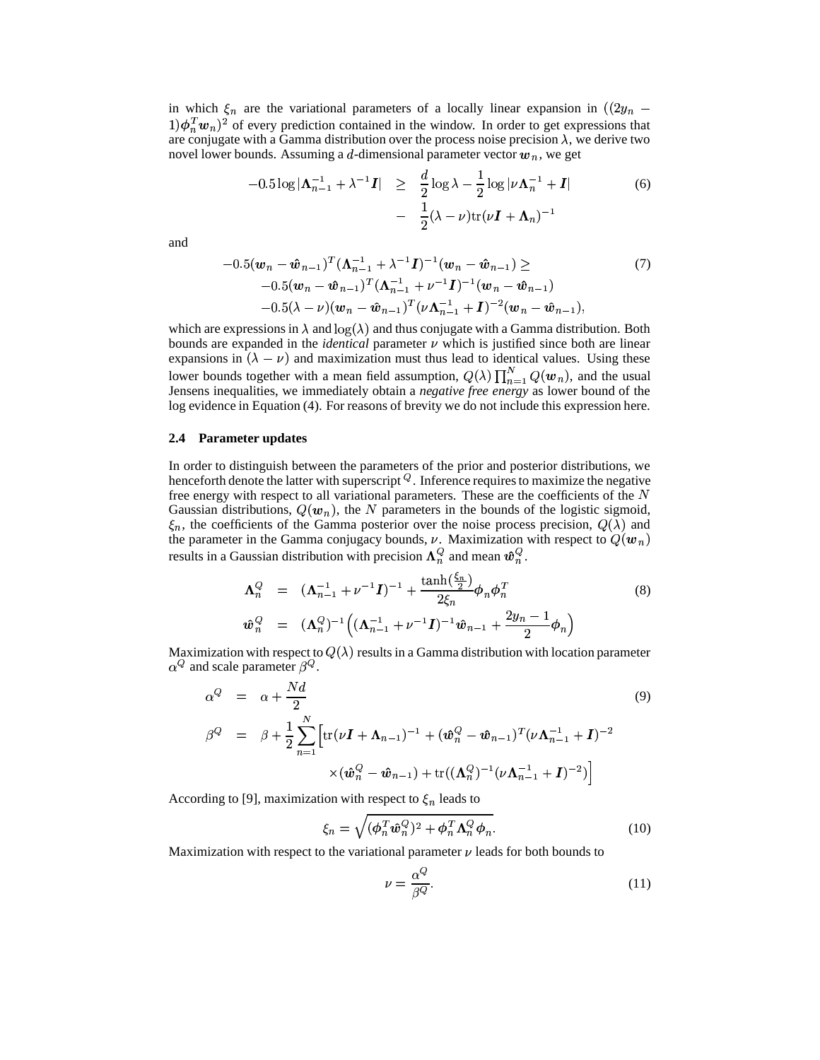in which $\xi_n$ are the variational parameters of a locally linear expansion in $((2y_n - 1)\boldsymbol{\phi}_n^T \boldsymbol{w}_n)^2$ of every prediction contained in the window. In order to get expressions that are conjugate with a Gamma distribution over the process noise precision $\lambda$, we derive two novel lower bounds. Assuming a $d$-dimensional parameter vector $\boldsymbol{w}_n$, we get

$$
\begin{aligned}
-0.5 \log |\boldsymbol{\Lambda}_{n-1}^{-1} + \lambda^{-1} \boldsymbol{I}| \quad &\geq \quad \frac{d}{2} \log \lambda - \frac{1}{2} \log |\nu \boldsymbol{\Lambda}_n^{-1} + \boldsymbol{I}| \\
&- \quad \frac{1}{2} (\lambda - \nu) \mathrm{tr}(\nu \boldsymbol{I} + \boldsymbol{\Lambda}_n)^{-1}
\end{aligned} \tag{6}
$$

and

$$
\begin{aligned}
&-0.5(\boldsymbol{w}_n - \hat{\boldsymbol{w}}_{n-1})^T (\boldsymbol{\Lambda}_{n-1}^{-1} + \lambda^{-1} \boldsymbol{I})^{-1} (\boldsymbol{w}_n - \hat{\boldsymbol{w}}_{n-1}) \geq \\
&\quad -0.5(\boldsymbol{w}_n - \hat{\boldsymbol{w}}_{n-1})^T (\boldsymbol{\Lambda}_{n-1}^{-1} + \nu^{-1} \boldsymbol{I})^{-1} (\boldsymbol{w}_n - \hat{\boldsymbol{w}}_{n-1}) \\
&\quad -0.5(\lambda - \nu)(\boldsymbol{w}_n - \hat{\boldsymbol{w}}_{n-1})^T (\nu \boldsymbol{\Lambda}_{n-1}^{-1} + \boldsymbol{I})^{-2} (\boldsymbol{w}_n - \hat{\boldsymbol{w}}_{n-1}),
\end{aligned} \tag{7}
$$

which are expressions in $\lambda$ and $\log(\lambda)$ and thus conjugate with a Gamma distribution. Both bounds are expanded in the *identical* parameter $\nu$ which is justified since both are linear expansions in $(\lambda - \nu)$ and maximization must thus lead to identical values. Using these lower bounds together with a mean field assumption, $Q(\lambda) \prod_{n=1}^N Q(\boldsymbol{w}_n)$, and the usual Jensens inequalities, we immediately obtain a *negative free energy* as lower bound of the log evidence in Equation (4). For reasons of brevity we do not include this expression here.

### 2.4 Parameter updates

In order to distinguish between the parameters of the prior and posterior distributions, we henceforth denote the latter with superscript $^Q$. Inference requires to maximize the negative free energy with respect to all variational parameters. These are the coefficients of the $N$ Gaussian distributions, $Q(\boldsymbol{w}_n)$, the $N$ parameters in the bounds of the logistic sigmoid, $\xi_n$, the coefficients of the Gamma posterior over the noise process precision, $Q(\lambda)$ and the parameter in the Gamma conjugacy bounds, $\nu$. Maximization with respect to $Q(\boldsymbol{w}_n)$ results in a Gaussian distribution with precision $\boldsymbol{\Lambda}_n^Q$ and mean $\hat{\boldsymbol{w}}_n^Q$.

$$
\begin{aligned}
\boldsymbol{\Lambda}_n^Q \quad &= \quad (\boldsymbol{\Lambda}_{n-1}^{-1} + \nu^{-1} \boldsymbol{I})^{-1} + \frac{\tanh(\frac{\xi_n}{2})}{2\xi_n} \boldsymbol{\phi}_n \boldsymbol{\phi}_n^T \\
\hat{\boldsymbol{w}}_n^Q \quad &= \quad (\boldsymbol{\Lambda}_n^Q)^{-1} \Big( (\boldsymbol{\Lambda}_{n-1}^{-1} + \nu^{-1} \boldsymbol{I})^{-1} \hat{\boldsymbol{w}}_{n-1} + \frac{2y_n - 1}{2} \boldsymbol{\phi}_n \Big)
\end{aligned} \tag{8}
$$

Maximization with respect to $Q(\lambda)$ results in a Gamma distribution with location parameter $\alpha^Q$ and scale parameter $\beta^Q$.

$$
\begin{aligned}
\alpha^Q \quad &= \quad \alpha + \frac{Nd}{2} \\
\beta^Q \quad &= \quad \beta + \frac{1}{2} \sum_{n=1}^N \Big[ \mathrm{tr}(\nu \boldsymbol{I} + \boldsymbol{\Lambda}_{n-1})^{-1} + (\hat{\boldsymbol{w}}_n^Q - \hat{\boldsymbol{w}}_{n-1})^T (\nu \boldsymbol{\Lambda}_{n-1}^{-1} + \boldsymbol{I})^{-2} \\
&\qquad \times (\hat{\boldsymbol{w}}_n^Q - \hat{\boldsymbol{w}}_{n-1}) + \mathrm{tr}((\boldsymbol{\Lambda}_n^Q)^{-1} (\nu \boldsymbol{\Lambda}_{n-1}^{-1} + \boldsymbol{I})^{-2}) \Big]
\end{aligned} \tag{9}
$$

According to [9], maximization with respect to $\xi_n$ leads to

$$
\xi_n = \sqrt{(\boldsymbol{\phi}_n^T \hat{\boldsymbol{w}}_n^Q)^2 + \boldsymbol{\phi}_n^T \boldsymbol{\Lambda}_n^Q \boldsymbol{\phi}_n}. \tag{10}
$$

Maximization with respect to the variational parameter $\nu$ leads for both bounds to

$$
\nu = \frac{\alpha^Q}{\beta^Q}. \tag{11}
$$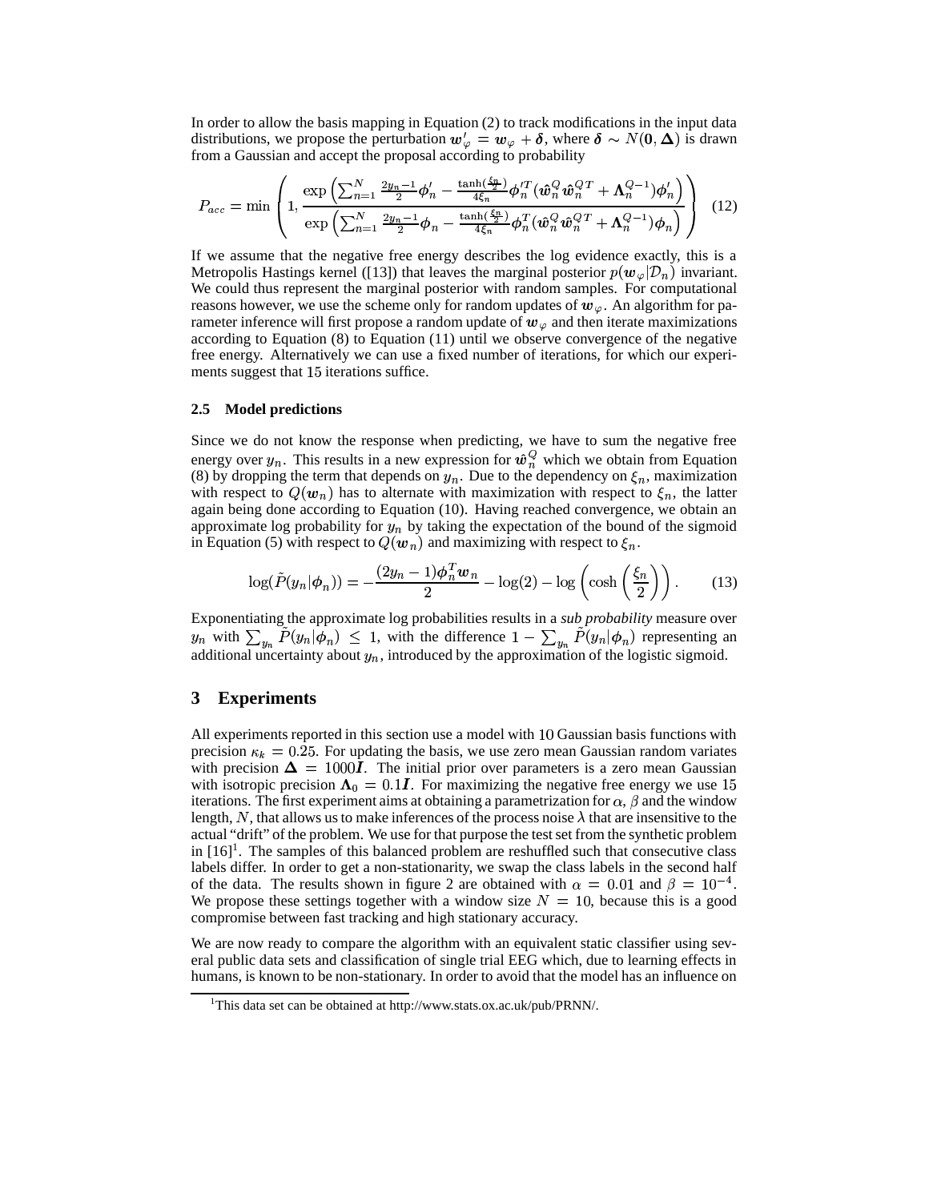In order to allow the basis mapping in Equation (2) to track modifications in the input data distributions, we propose the perturbation $\boldsymbol{w}'_\varphi = \boldsymbol{w}_\varphi + \boldsymbol{\delta}$, where $\boldsymbol{\delta} \sim N(\boldsymbol{0}, \boldsymbol{\Delta})$ is drawn from a Gaussian and accept the proposal according to probability

$$P_{acc} = \min\left(1, \frac{\exp\left(\sum_{n=1}^{N} \frac{2y_n - 1}{2}\boldsymbol{\phi}'_n - \frac{\tanh(\frac{\xi_n}{2})}{4\xi_n}\boldsymbol{\phi}'^T_n(\hat{\boldsymbol{w}}^Q_n \hat{\boldsymbol{w}}^{QT}_n + \boldsymbol{\Lambda}^{Q-1}_n)\boldsymbol{\phi}'_n\right)}{\exp\left(\sum_{n=1}^{N} \frac{2y_n - 1}{2}\boldsymbol{\phi}_n - \frac{\tanh(\frac{\xi_n}{2})}{4\xi_n}\boldsymbol{\phi}^T_n(\hat{\boldsymbol{w}}^Q_n \hat{\boldsymbol{w}}^{QT}_n + \boldsymbol{\Lambda}^{Q-1}_n)\boldsymbol{\phi}_n\right)}\right) \quad (12)$$

If we assume that the negative free energy describes the log evidence exactly, this is a Metropolis Hastings kernel ([13]) that leaves the marginal posterior $p(\boldsymbol{w}_\varphi|\mathcal{D}_n)$ invariant. We could thus represent the marginal posterior with random samples. For computational reasons however, we use the scheme only for random updates of $\boldsymbol{w}_\varphi$. An algorithm for parameter inference will first propose a random update of $\boldsymbol{w}_\varphi$ and then iterate maximizations according to Equation (8) to Equation (11) until we observe convergence of the negative free energy. Alternatively we can use a fixed number of iterations, for which our experiments suggest that 15 iterations suffice.

### 2.5 Model predictions

Since we do not know the response when predicting, we have to sum the negative free energy over $y_n$. This results in a new expression for $\hat{\boldsymbol{w}}^Q_n$ which we obtain from Equation (8) by dropping the term that depends on $y_n$. Due to the dependency on $\xi_n$, maximization with respect to $Q(\boldsymbol{w}_n)$ has to alternate with maximization with respect to $\xi_n$, the latter again being done according to Equation (10). Having reached convergence, we obtain an approximate log probability for $y_n$ by taking the expectation of the bound of the sigmoid in Equation (5) with respect to $Q(\boldsymbol{w}_n)$ and maximizing with respect to $\xi_n$.

$$\log(\tilde{P}(y_n|\boldsymbol{\phi}_n)) = -\frac{(2y_n - 1)\boldsymbol{\phi}^T_n \boldsymbol{w}_n}{2} - \log(2) - \log\left(\cosh\left(\frac{\xi_n}{2}\right)\right). \quad (13)$$

Exponentiating the approximate log probabilities results in a *sub probability* measure over $y_n$ with $\sum_{y_n} \tilde{P}(y_n|\boldsymbol{\phi}_n) \leq 1$, with the difference $1 - \sum_{y_n} \tilde{P}(y_n|\boldsymbol{\phi}_n)$ representing an additional uncertainty about $y_n$, introduced by the approximation of the logistic sigmoid.

## 3 Experiments

All experiments reported in this section use a model with 10 Gaussian basis functions with precision $\kappa_k = 0.25$. For updating the basis, we use zero mean Gaussian random variates with precision $\boldsymbol{\Delta} = 1000\boldsymbol{I}$. The initial prior over parameters is a zero mean Gaussian with isotropic precision $\boldsymbol{\Lambda}_0 = 0.1\boldsymbol{I}$. For maximizing the negative free energy we use 15 iterations. The first experiment aims at obtaining a parametrization for $\alpha$, $\beta$ and the window length, $N$, that allows us to make inferences of the process noise $\lambda$ that are insensitive to the actual "drift" of the problem. We use for that purpose the test set from the synthetic problem in [16][1]. The samples of this balanced problem are reshuffled such that consecutive class labels differ. In order to get a non-stationarity, we swap the class labels in the second half of the data. The results shown in figure 2 are obtained with $\alpha = 0.01$ and $\beta = 10^{-4}$. We propose these settings together with a window size $N = 10$, because this is a good compromise between fast tracking and high stationary accuracy.

We are now ready to compare the algorithm with an equivalent static classifier using several public data sets and classification of single trial EEG which, due to learning effects in humans, is known to be non-stationary. In order to avoid that the model has an influence on

[1] This data set can be obtained at http://www.stats.ox.ac.uk/pub/PRNN/.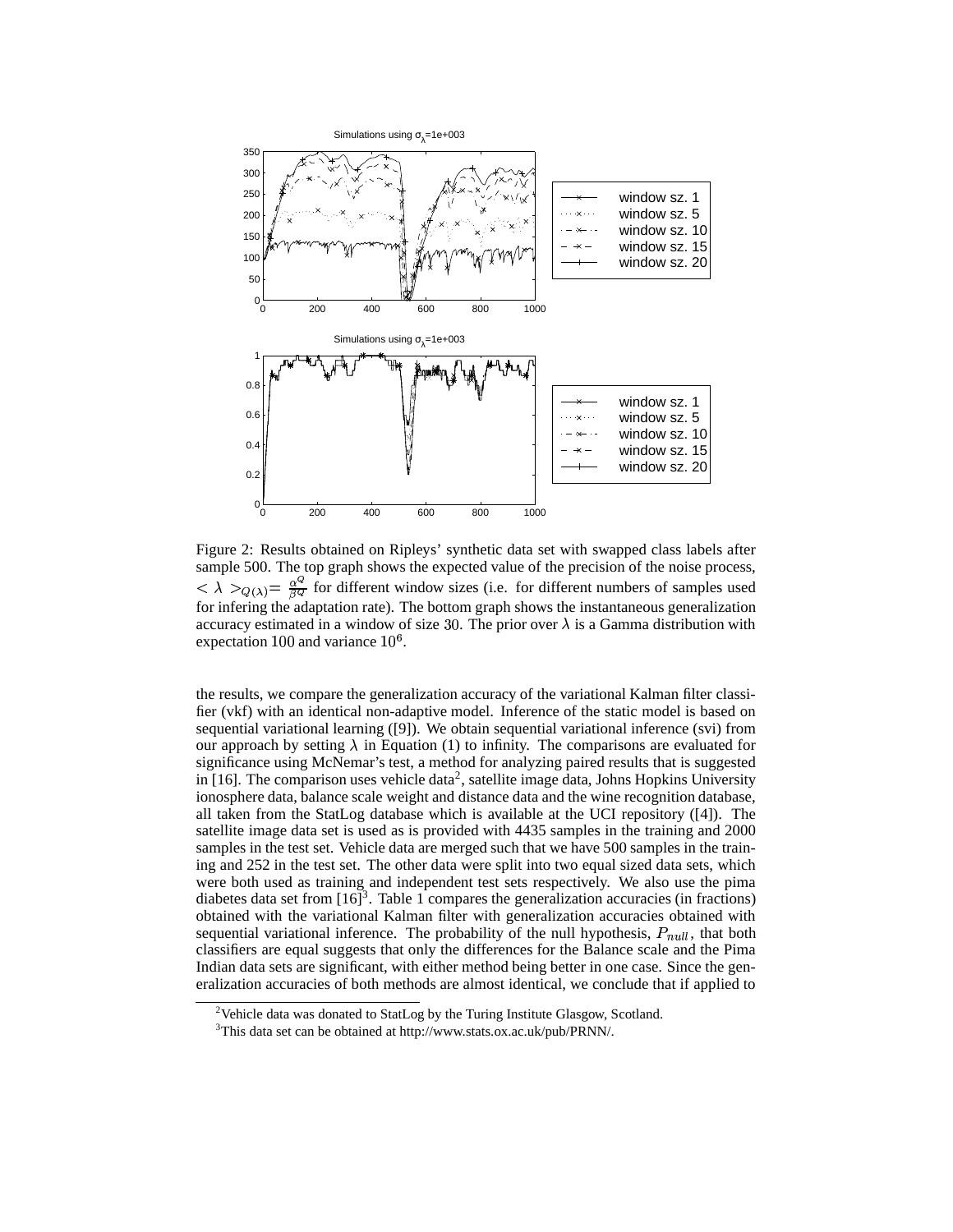Figure 2: Results obtained on Ripleys' synthetic data set with swapped class labels after sample 500. The top graph shows the expected value of the precision of the noise process, $<\lambda>_{Q(\lambda)} = \frac{\alpha^Q}{\beta^Q}$ for different window sizes (i.e. for different numbers of samples used for infering the adaptation rate). The bottom graph shows the instantaneous generalization accuracy estimated in a window of size 30. The prior over $\lambda$ is a Gamma distribution with expectation 100 and variance $10^6$.

the results, we compare the generalization accuracy of the variational Kalman filter classifier (vkf) with an identical non-adaptive model. Inference of the static model is based on sequential variational learning ([9]). We obtain sequential variational inference (svi) from our approach by setting $\lambda$ in Equation (1) to infinity. The comparisons are evaluated for significance using McNemar's test, a method for analyzing paired results that is suggested in [16]. The comparison uses vehicle data[2], satellite image data, Johns Hopkins University ionosphere data, balance scale weight and distance data and the wine recognition database, all taken from the StatLog database which is available at the UCI repository ([4]). The satellite image data set is used as is provided with 4435 samples in the training and 2000 samples in the test set. Vehicle data are merged such that we have 500 samples in the training and 252 in the test set. The other data were split into two equal sized data sets, which were both used as training and independent test sets respectively. We also use the pima diabetes data set from [16][3]. Table 1 compares the generalization accuracies (in fractions) obtained with the variational Kalman filter with generalization accuracies obtained with sequential variational inference. The probability of the null hypothesis, $P_{null}$, that both classifiers are equal suggests that only the differences for the Balance scale and the Pima Indian data sets are significant, with either method being better in one case. Since the generalization accuracies of both methods are almost identical, we conclude that if applied to

[2] Vehicle data was donated to StatLog by the Turing Institute Glasgow, Scotland.

[3] This data set can be obtained at http://www.stats.ox.ac.uk/pub/PRNN/.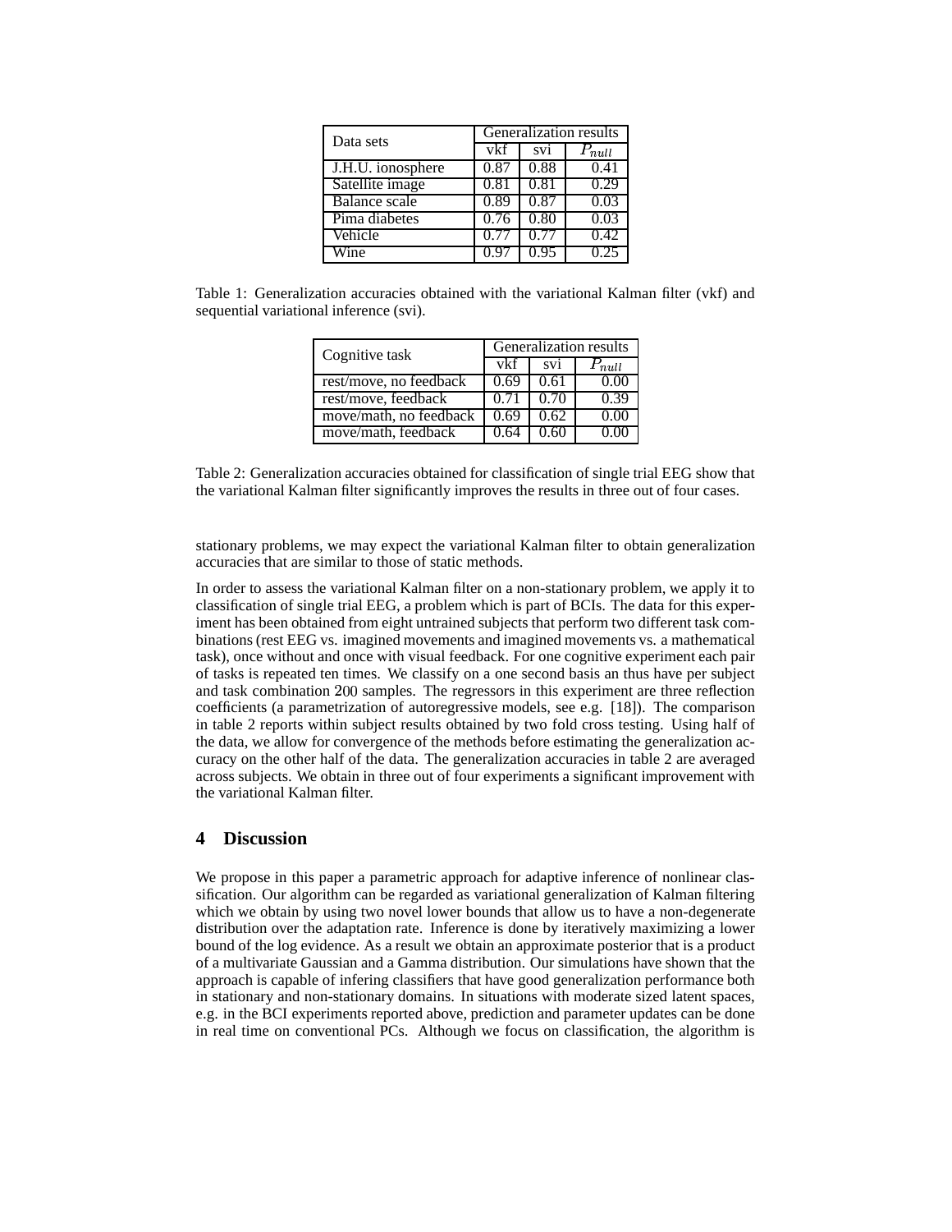| Data sets | Generalization results | | |
|---|---|---|---|
| | vkf | svi | $P_{null}$ |
| J.H.U. ionosphere | 0.87 | 0.88 | 0.41 |
| Satellite image | 0.81 | 0.81 | 0.29 |
| Balance scale | 0.89 | 0.87 | 0.03 |
| Pima diabetes | 0.76 | 0.80 | 0.03 |
| Vehicle | 0.77 | 0.77 | 0.42 |
| Wine | 0.97 | 0.95 | 0.25 |

Table 1: Generalization accuracies obtained with the variational Kalman filter (vkf) and sequential variational inference (svi).

| Cognitive task | Generalization results | | |
|---|---|---|---|
| | vkf | svi | $P_{null}$ |
| rest/move, no feedback | 0.69 | 0.61 | 0.00 |
| rest/move, feedback | 0.71 | 0.70 | 0.39 |
| move/math, no feedback | 0.69 | 0.62 | 0.00 |
| move/math, feedback | 0.64 | 0.60 | 0.00 |

Table 2: Generalization accuracies obtained for classification of single trial EEG show that the variational Kalman filter significantly improves the results in three out of four cases.

stationary problems, we may expect the variational Kalman filter to obtain generalization accuracies that are similar to those of static methods.

In order to assess the variational Kalman filter on a non-stationary problem, we apply it to classification of single trial EEG, a problem which is part of BCIs. The data for this experiment has been obtained from eight untrained subjects that perform two different task combinations (rest EEG vs. imagined movements and imagined movements vs. a mathematical task), once without and once with visual feedback. For one cognitive experiment each pair of tasks is repeated ten times. We classify on a one second basis an thus have per subject and task combination 200 samples. The regressors in this experiment are three reflection coefficients (a parametrization of autoregressive models, see e.g. [18]). The comparison in table 2 reports within subject results obtained by two fold cross testing. Using half of the data, we allow for convergence of the methods before estimating the generalization accuracy on the other half of the data. The generalization accuracies in table 2 are averaged across subjects. We obtain in three out of four experiments a significant improvement with the variational Kalman filter.

## 4 Discussion

We propose in this paper a parametric approach for adaptive inference of nonlinear classification. Our algorithm can be regarded as variational generalization of Kalman filtering which we obtain by using two novel lower bounds that allow us to have a non-degenerate distribution over the adaptation rate. Inference is done by iteratively maximizing a lower bound of the log evidence. As a result we obtain an approximate posterior that is a product of a multivariate Gaussian and a Gamma distribution. Our simulations have shown that the approach is capable of infering classifiers that have good generalization performance both in stationary and non-stationary domains. In situations with moderate sized latent spaces, e.g. in the BCI experiments reported above, prediction and parameter updates can be done in real time on conventional PCs. Although we focus on classification, the algorithm is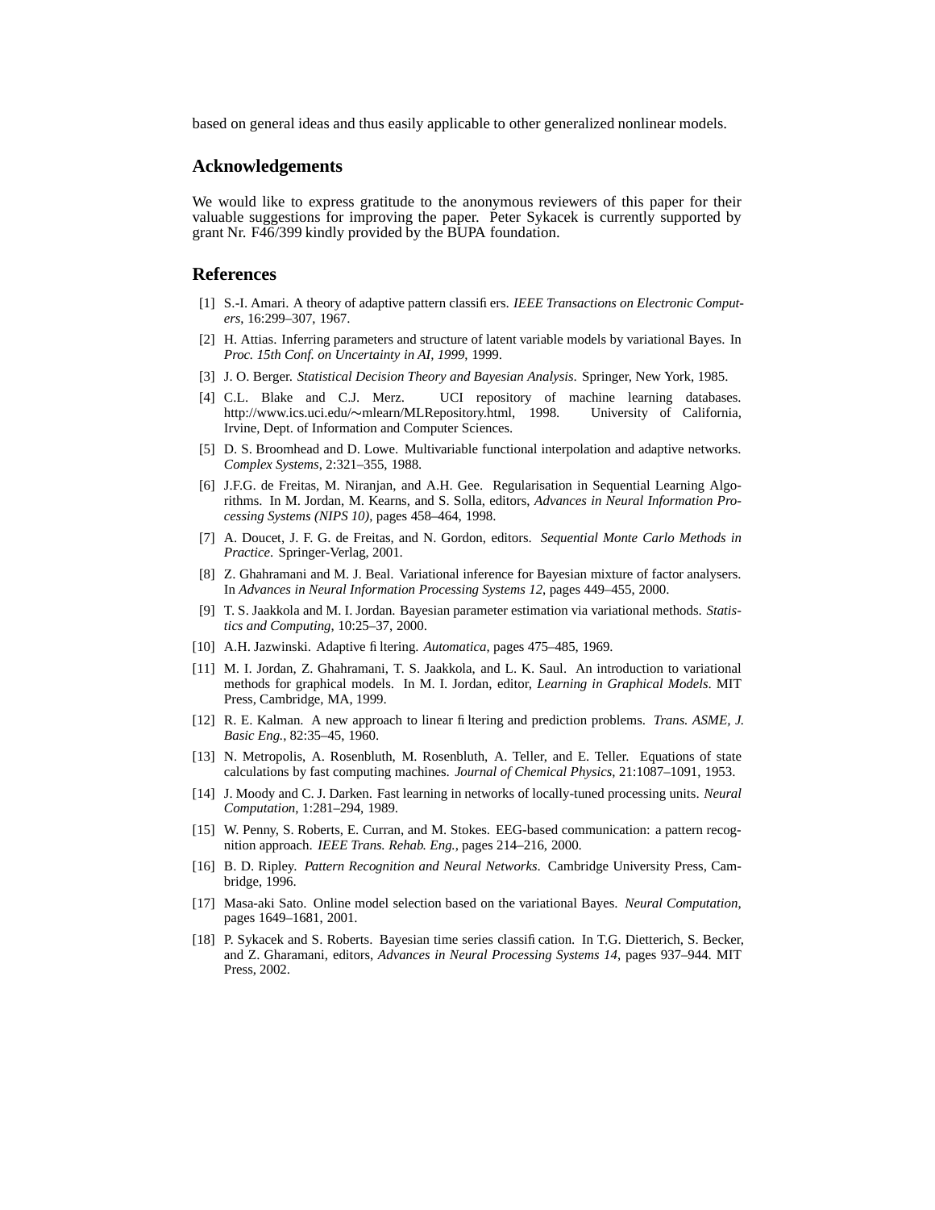based on general ideas and thus easily applicable to other generalized nonlinear models.

## Acknowledgements

We would like to express gratitude to the anonymous reviewers of this paper for their valuable suggestions for improving the paper. Peter Sykacek is currently supported by grant Nr. F46/399 kindly provided by the BUPA foundation.

## References

[1] S.-I. Amari. A theory of adaptive pattern classifiers. *IEEE Transactions on Electronic Computers*, 16:299–307, 1967.

[2] H. Attias. Inferring parameters and structure of latent variable models by variational Bayes. In *Proc. 15th Conf. on Uncertainty in AI, 1999*, 1999.

[3] J. O. Berger. *Statistical Decision Theory and Bayesian Analysis*. Springer, New York, 1985.

[4] C.L. Blake and C.J. Merz. UCI repository of machine learning databases. http://www.ics.uci.edu/∼mlearn/MLRepository.html, 1998. University of California, Irvine, Dept. of Information and Computer Sciences.

[5] D. S. Broomhead and D. Lowe. Multivariable functional interpolation and adaptive networks. *Complex Systems*, 2:321–355, 1988.

[6] J.F.G. de Freitas, M. Niranjan, and A.H. Gee. Regularisation in Sequential Learning Algorithms. In M. Jordan, M. Kearns, and S. Solla, editors, *Advances in Neural Information Processing Systems (NIPS 10)*, pages 458–464, 1998.

[7] A. Doucet, J. F. G. de Freitas, and N. Gordon, editors. *Sequential Monte Carlo Methods in Practice*. Springer-Verlag, 2001.

[8] Z. Ghahramani and M. J. Beal. Variational inference for Bayesian mixture of factor analysers. In *Advances in Neural Information Processing Systems 12*, pages 449–455, 2000.

[9] T. S. Jaakkola and M. I. Jordan. Bayesian parameter estimation via variational methods. *Statistics and Computing*, 10:25–37, 2000.

[10] A.H. Jazwinski. Adaptive filtering. *Automatica*, pages 475–485, 1969.

[11] M. I. Jordan, Z. Ghahramani, T. S. Jaakkola, and L. K. Saul. An introduction to variational methods for graphical models. In M. I. Jordan, editor, *Learning in Graphical Models*. MIT Press, Cambridge, MA, 1999.

[12] R. E. Kalman. A new approach to linear filtering and prediction problems. *Trans. ASME, J. Basic Eng.*, 82:35–45, 1960.

[13] N. Metropolis, A. Rosenbluth, M. Rosenbluth, A. Teller, and E. Teller. Equations of state calculations by fast computing machines. *Journal of Chemical Physics*, 21:1087–1091, 1953.

[14] J. Moody and C. J. Darken. Fast learning in networks of locally-tuned processing units. *Neural Computation*, 1:281–294, 1989.

[15] W. Penny, S. Roberts, E. Curran, and M. Stokes. EEG-based communication: a pattern recognition approach. *IEEE Trans. Rehab. Eng.*, pages 214–216, 2000.

[16] B. D. Ripley. *Pattern Recognition and Neural Networks*. Cambridge University Press, Cambridge, 1996.

[17] Masa-aki Sato. Online model selection based on the variational Bayes. *Neural Computation*, pages 1649–1681, 2001.

[18] P. Sykacek and S. Roberts. Bayesian time series classification. In T.G. Dietterich, S. Becker, and Z. Gharamani, editors, *Advances in Neural Processing Systems 14*, pages 937–944. MIT Press, 2002.